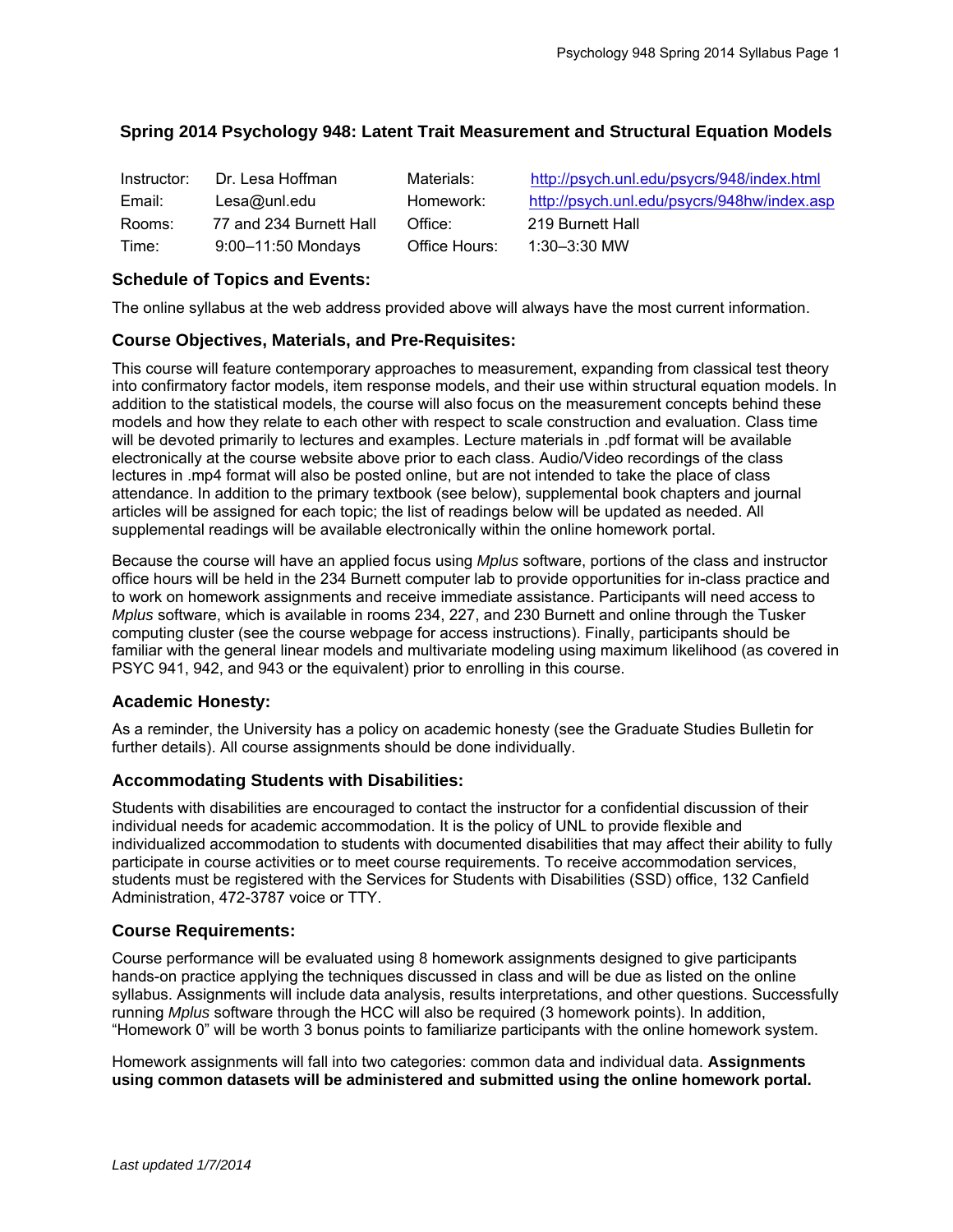# Spring 2014 Psychology 948: Latent Trait Measurement and Structural Equation Models

| | | | |
|---|---|---|---|
| Instructor: | Dr. Lesa Hoffman | Materials: | http://psych.unl.edu/psycrs/948/index.html |
| Email: | Lesa@unl.edu | Homework: | http://psych.unl.edu/psycrs/948hw/index.asp |
| Rooms: | 77 and 234 Burnett Hall | Office: | 219 Burnett Hall |
| Time: | 9:00–11:50 Mondays | Office Hours: | 1:30–3:30 MW |

## Schedule of Topics and Events:

The online syllabus at the web address provided above will always have the most current information.

## Course Objectives, Materials, and Pre-Requisites:

This course will feature contemporary approaches to measurement, expanding from classical test theory into confirmatory factor models, item response models, and their use within structural equation models. In addition to the statistical models, the course will also focus on the measurement concepts behind these models and how they relate to each other with respect to scale construction and evaluation. Class time will be devoted primarily to lectures and examples. Lecture materials in .pdf format will be available electronically at the course website above prior to each class. Audio/Video recordings of the class lectures in .mp4 format will also be posted online, but are not intended to take the place of class attendance. In addition to the primary textbook (see below), supplemental book chapters and journal articles will be assigned for each topic; the list of readings below will be updated as needed. All supplemental readings will be available electronically within the online homework portal.

Because the course will have an applied focus using *Mplus* software, portions of the class and instructor office hours will be held in the 234 Burnett computer lab to provide opportunities for in-class practice and to work on homework assignments and receive immediate assistance. Participants will need access to *Mplus* software, which is available in rooms 234, 227, and 230 Burnett and online through the Tusker computing cluster (see the course webpage for access instructions). Finally, participants should be familiar with the general linear models and multivariate modeling using maximum likelihood (as covered in PSYC 941, 942, and 943 or the equivalent) prior to enrolling in this course.

## Academic Honesty:

As a reminder, the University has a policy on academic honesty (see the Graduate Studies Bulletin for further details). All course assignments should be done individually.

## Accommodating Students with Disabilities:

Students with disabilities are encouraged to contact the instructor for a confidential discussion of their individual needs for academic accommodation. It is the policy of UNL to provide flexible and individualized accommodation to students with documented disabilities that may affect their ability to fully participate in course activities or to meet course requirements. To receive accommodation services, students must be registered with the Services for Students with Disabilities (SSD) office, 132 Canfield Administration, 472-3787 voice or TTY.

## Course Requirements:

Course performance will be evaluated using 8 homework assignments designed to give participants hands-on practice applying the techniques discussed in class and will be due as listed on the online syllabus. Assignments will include data analysis, results interpretations, and other questions. Successfully running *Mplus* software through the HCC will also be required (3 homework points). In addition, "Homework 0" will be worth 3 bonus points to familiarize participants with the online homework system.

Homework assignments will fall into two categories: common data and individual data. **Assignments using common datasets will be administered and submitted using the online homework portal.**

*Last updated 1/7/2014*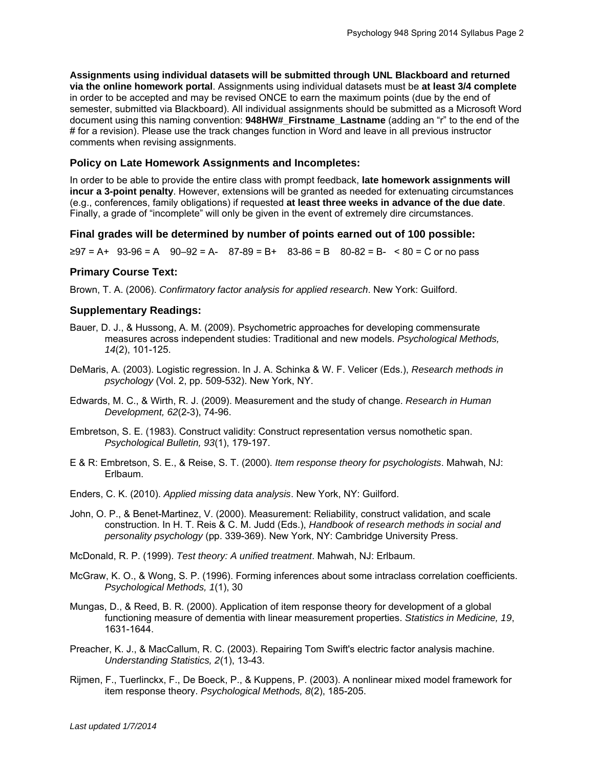**Assignments using individual datasets will be submitted through UNL Blackboard and returned via the online homework portal**. Assignments using individual datasets must be **at least 3/4 complete** in order to be accepted and may be revised ONCE to earn the maximum points (due by the end of semester, submitted via Blackboard). All individual assignments should be submitted as a Microsoft Word document using this naming convention: **948HW#_Firstname_Lastname** (adding an "r" to the end of the # for a revision). Please use the track changes function in Word and leave in all previous instructor comments when revising assignments.

### Policy on Late Homework Assignments and Incompletes:

In order to be able to provide the entire class with prompt feedback, **late homework assignments will incur a 3-point penalty**. However, extensions will be granted as needed for extenuating circumstances (e.g., conferences, family obligations) if requested **at least three weeks in advance of the due date**. Finally, a grade of "incomplete" will only be given in the event of extremely dire circumstances.

### Final grades will be determined by number of points earned out of 100 possible:

≥97 = A+   93-96 = A   90–92 = A-   87-89 = B+   83-86 = B   80-82 = B-   < 80 = C or no pass

### Primary Course Text:

Brown, T. A. (2006). *Confirmatory factor analysis for applied research*. New York: Guilford.

### Supplementary Readings:

Bauer, D. J., & Hussong, A. M. (2009). Psychometric approaches for developing commensurate measures across independent studies: Traditional and new models. *Psychological Methods, 14*(2), 101-125.

DeMaris, A. (2003). Logistic regression. In J. A. Schinka & W. F. Velicer (Eds.), *Research methods in psychology* (Vol. 2, pp. 509-532). New York, NY.

Edwards, M. C., & Wirth, R. J. (2009). Measurement and the study of change. *Research in Human Development, 62*(2-3), 74-96.

Embretson, S. E. (1983). Construct validity: Construct representation versus nomothetic span. *Psychological Bulletin, 93*(1), 179-197.

E & R: Embretson, S. E., & Reise, S. T. (2000). *Item response theory for psychologists*. Mahwah, NJ: Erlbaum.

Enders, C. K. (2010). *Applied missing data analysis*. New York, NY: Guilford.

John, O. P., & Benet-Martinez, V. (2000). Measurement: Reliability, construct validation, and scale construction. In H. T. Reis & C. M. Judd (Eds.), *Handbook of research methods in social and personality psychology* (pp. 339-369). New York, NY: Cambridge University Press.

McDonald, R. P. (1999). *Test theory: A unified treatment*. Mahwah, NJ: Erlbaum.

McGraw, K. O., & Wong, S. P. (1996). Forming inferences about some intraclass correlation coefficients. *Psychological Methods, 1*(1), 30

Mungas, D., & Reed, B. R. (2000). Application of item response theory for development of a global functioning measure of dementia with linear measurement properties. *Statistics in Medicine, 19*, 1631-1644.

Preacher, K. J., & MacCallum, R. C. (2003). Repairing Tom Swift's electric factor analysis machine. *Understanding Statistics, 2*(1), 13-43.

Rijmen, F., Tuerlinckx, F., De Boeck, P., & Kuppens, P. (2003). A nonlinear mixed model framework for item response theory. *Psychological Methods, 8*(2), 185-205.

*Last updated 1/7/2014*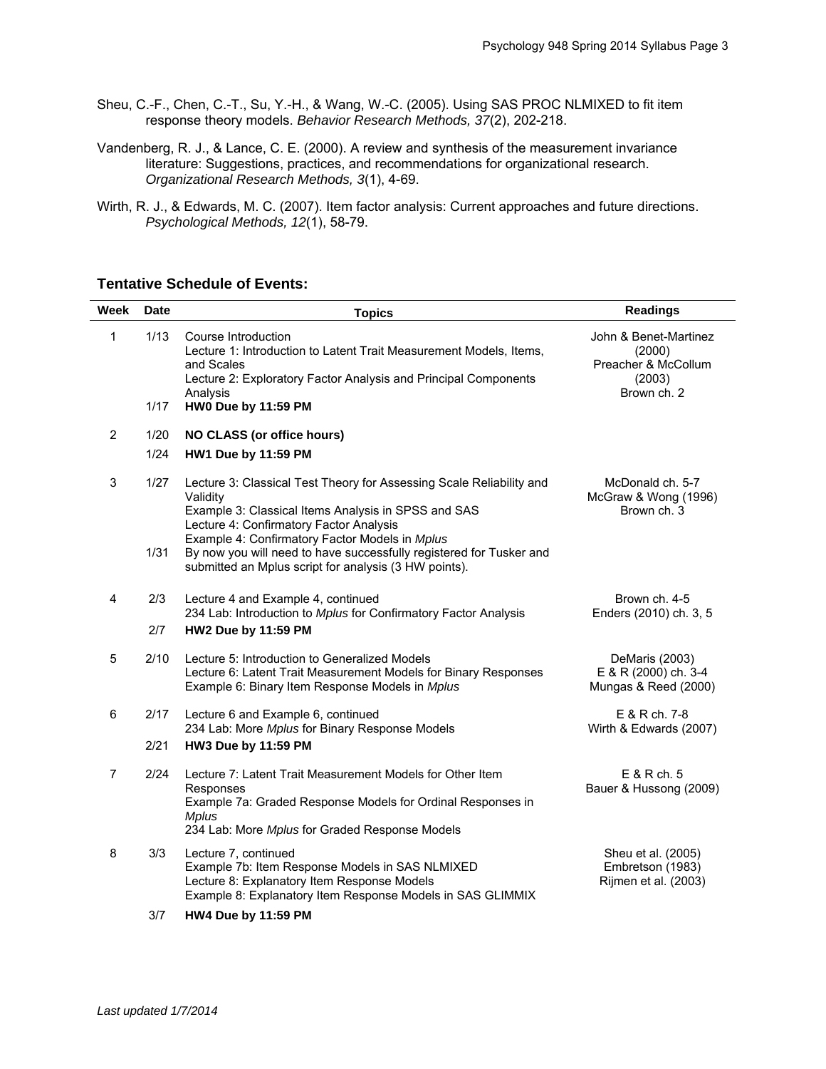Sheu, C.-F., Chen, C.-T., Su, Y.-H., & Wang, W.-C. (2005). Using SAS PROC NLMIXED to fit item response theory models. *Behavior Research Methods, 37*(2), 202-218.

Vandenberg, R. J., & Lance, C. E. (2000). A review and synthesis of the measurement invariance literature: Suggestions, practices, and recommendations for organizational research. *Organizational Research Methods, 3*(1), 4-69.

Wirth, R. J., & Edwards, M. C. (2007). Item factor analysis: Current approaches and future directions. *Psychological Methods, 12*(1), 58-79.

### Tentative Schedule of Events:

| Week | Date | Topics | Readings |
|---|---|---|---|
| 1 | 1/13 | Course Introduction<br>Lecture 1: Introduction to Latent Trait Measurement Models, Items, and Scales<br>Lecture 2: Exploratory Factor Analysis and Principal Components Analysis | John & Benet-Martinez (2000)<br>Preacher & McCollum (2003)<br>Brown ch. 2 |
| | 1/17 | **HW0 Due by 11:59 PM** | |
| 2 | 1/20 | **NO CLASS (or office hours)** | |
| | 1/24 | **HW1 Due by 11:59 PM** | |
| 3 | 1/27 | Lecture 3: Classical Test Theory for Assessing Scale Reliability and Validity<br>Example 3: Classical Items Analysis in SPSS and SAS<br>Lecture 4: Confirmatory Factor Analysis<br>Example 4: Confirmatory Factor Models in *Mplus* | McDonald ch. 5-7<br>McGraw & Wong (1996)<br>Brown ch. 3 |
| | 1/31 | By now you will need to have successfully registered for Tusker and submitted an Mplus script for analysis (3 HW points). | |
| 4 | 2/3 | Lecture 4 and Example 4, continued<br>234 Lab: Introduction to *Mplus* for Confirmatory Factor Analysis | Brown ch. 4-5<br>Enders (2010) ch. 3, 5 |
| | 2/7 | **HW2 Due by 11:59 PM** | |
| 5 | 2/10 | Lecture 5: Introduction to Generalized Models<br>Lecture 6: Latent Trait Measurement Models for Binary Responses<br>Example 6: Binary Item Response Models in *Mplus* | DeMaris (2003)<br>E & R (2000) ch. 3-4<br>Mungas & Reed (2000) |
| 6 | 2/17 | Lecture 6 and Example 6, continued<br>234 Lab: More *Mplus* for Binary Response Models | E & R ch. 7-8<br>Wirth & Edwards (2007) |
| | 2/21 | **HW3 Due by 11:59 PM** | |
| 7 | 2/24 | Lecture 7: Latent Trait Measurement Models for Other Item Responses<br>Example 7a: Graded Response Models for Ordinal Responses in *Mplus*<br>234 Lab: More *Mplus* for Graded Response Models | E & R ch. 5<br>Bauer & Hussong (2009) |
| 8 | 3/3 | Lecture 7, continued<br>Example 7b: Item Response Models in SAS NLMIXED<br>Lecture 8: Explanatory Item Response Models<br>Example 8: Explanatory Item Response Models in SAS GLIMMIX | Sheu et al. (2005)<br>Embretson (1983)<br>Rijmen et al. (2003) |
| | 3/7 | **HW4 Due by 11:59 PM** | |

*Last updated 1/7/2014*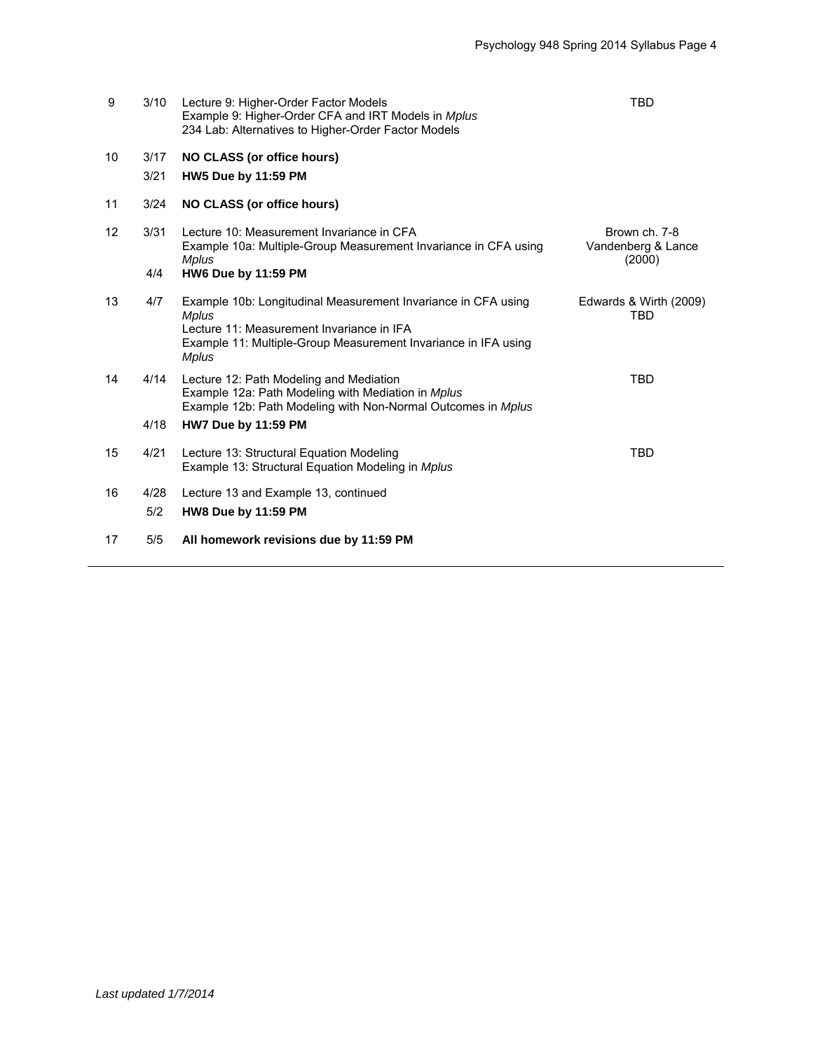| | | | |
|---|---|---|---|
| 9 | 3/10 | Lecture 9: Higher-Order Factor Models<br>Example 9: Higher-Order CFA and IRT Models in *Mplus*<br>234 Lab: Alternatives to Higher-Order Factor Models | TBD |
| 10 | 3/17 | **NO CLASS (or office hours)** | |
| | 3/21 | **HW5 Due by 11:59 PM** | |
| 11 | 3/24 | **NO CLASS (or office hours)** | |
| 12 | 3/31 | Lecture 10: Measurement Invariance in CFA<br>Example 10a: Multiple-Group Measurement Invariance in CFA using *Mplus* | Brown ch. 7-8<br>Vandenberg & Lance (2000) |
| | 4/4 | **HW6 Due by 11:59 PM** | |
| 13 | 4/7 | Example 10b: Longitudinal Measurement Invariance in CFA using *Mplus*<br>Lecture 11: Measurement Invariance in IFA<br>Example 11: Multiple-Group Measurement Invariance in IFA using *Mplus* | Edwards & Wirth (2009)<br>TBD |
| 14 | 4/14 | Lecture 12: Path Modeling and Mediation<br>Example 12a: Path Modeling with Mediation in *Mplus*<br>Example 12b: Path Modeling with Non-Normal Outcomes in *Mplus* | TBD |
| | 4/18 | **HW7 Due by 11:59 PM** | |
| 15 | 4/21 | Lecture 13: Structural Equation Modeling<br>Example 13: Structural Equation Modeling in *Mplus* | TBD |
| 16 | 4/28 | Lecture 13 and Example 13, continued | |
| | 5/2 | **HW8 Due by 11:59 PM** | |
| 17 | 5/5 | **All homework revisions due by 11:59 PM** | |

*Last updated 1/7/2014*